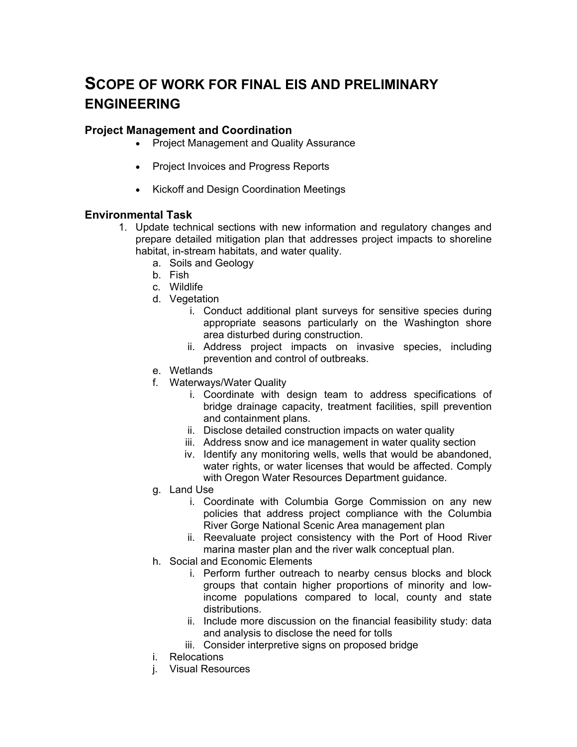# SCOPE OF WORK FOR FINAL EIS AND PRELIMINARY ENGINEERING

### Project Management and Coordination

- Project Management and Quality Assurance
- Project Invoices and Progress Reports
- Kickoff and Design Coordination Meetings

### Environmental Task

1. Update technical sections with new information and regulatory changes and prepare detailed mitigation plan that addresses project impacts to shoreline habitat, in-stream habitats, and water quality.
   a. Soils and Geology
   b. Fish
   c. Wildlife
   d. Vegetation
      i. Conduct additional plant surveys for sensitive species during appropriate seasons particularly on the Washington shore area disturbed during construction.
      ii. Address project impacts on invasive species, including prevention and control of outbreaks.
   e. Wetlands
   f. Waterways/Water Quality
      i. Coordinate with design team to address specifications of bridge drainage capacity, treatment facilities, spill prevention and containment plans.
      ii. Disclose detailed construction impacts on water quality
      iii. Address snow and ice management in water quality section
      iv. Identify any monitoring wells, wells that would be abandoned, water rights, or water licenses that would be affected. Comply with Oregon Water Resources Department guidance.
   g. Land Use
      i. Coordinate with Columbia Gorge Commission on any new policies that address project compliance with the Columbia River Gorge National Scenic Area management plan
      ii. Reevaluate project consistency with the Port of Hood River marina master plan and the river walk conceptual plan.
   h. Social and Economic Elements
      i. Perform further outreach to nearby census blocks and block groups that contain higher proportions of minority and low-income populations compared to local, county and state distributions.
      ii. Include more discussion on the financial feasibility study: data and analysis to disclose the need for tolls
      iii. Consider interpretive signs on proposed bridge
   i. Relocations
   j. Visual Resources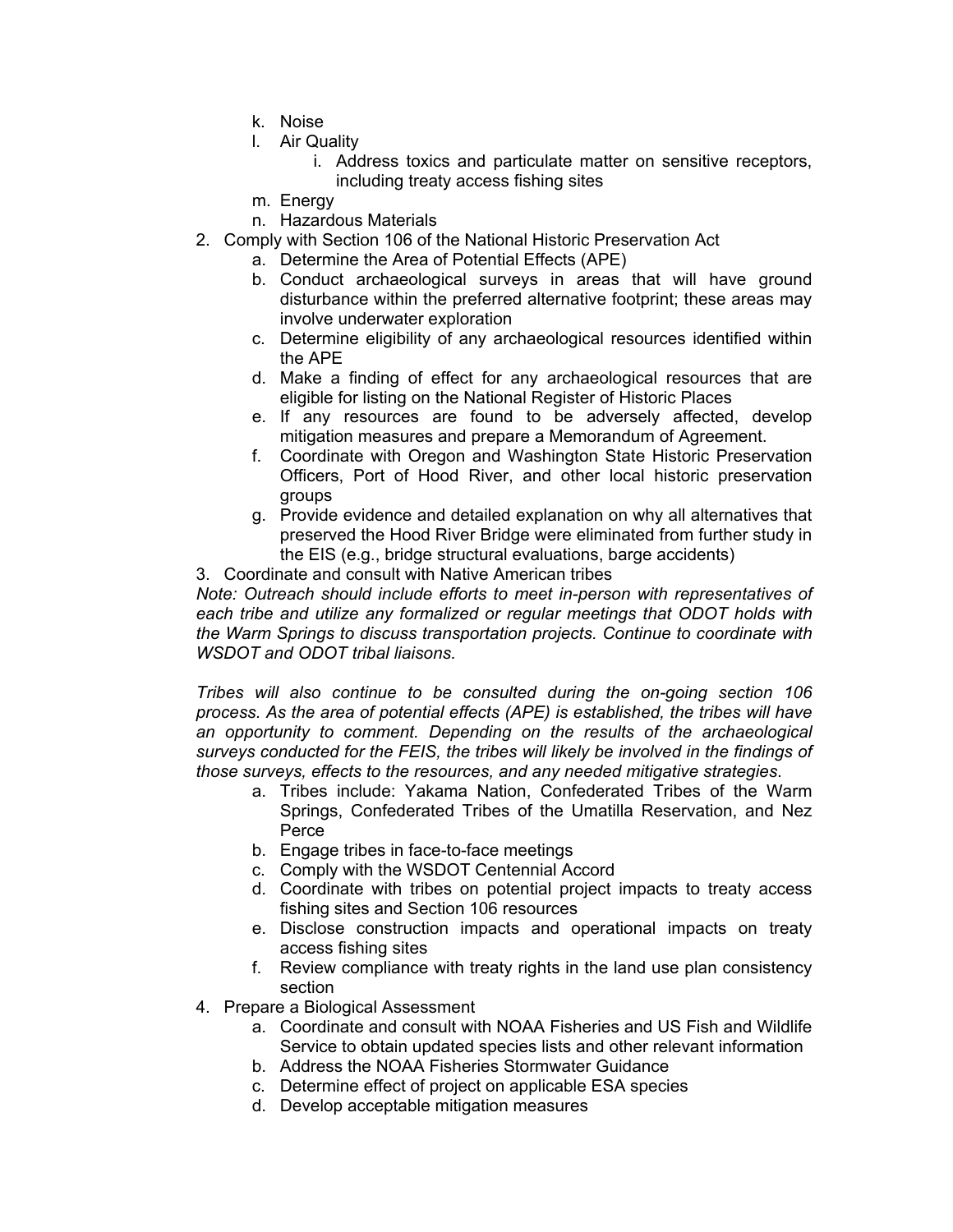- k. Noise
   - l. Air Quality
     - i. Address toxics and particulate matter on sensitive receptors, including treaty access fishing sites
   - m. Energy
   - n. Hazardous Materials

2. Comply with Section 106 of the National Historic Preservation Act
   - a. Determine the Area of Potential Effects (APE)
   - b. Conduct archaeological surveys in areas that will have ground disturbance within the preferred alternative footprint; these areas may involve underwater exploration
   - c. Determine eligibility of any archaeological resources identified within the APE
   - d. Make a finding of effect for any archaeological resources that are eligible for listing on the National Register of Historic Places
   - e. If any resources are found to be adversely affected, develop mitigation measures and prepare a Memorandum of Agreement.
   - f. Coordinate with Oregon and Washington State Historic Preservation Officers, Port of Hood River, and other local historic preservation groups
   - g. Provide evidence and detailed explanation on why all alternatives that preserved the Hood River Bridge were eliminated from further study in the EIS (e.g., bridge structural evaluations, barge accidents)

3. Coordinate and consult with Native American tribes

*Note: Outreach should include efforts to meet in-person with representatives of each tribe and utilize any formalized or regular meetings that ODOT holds with the Warm Springs to discuss transportation projects. Continue to coordinate with WSDOT and ODOT tribal liaisons.*

*Tribes will also continue to be consulted during the on-going section 106 process. As the area of potential effects (APE) is established, the tribes will have an opportunity to comment. Depending on the results of the archaeological surveys conducted for the FEIS, the tribes will likely be involved in the findings of those surveys, effects to the resources, and any needed mitigative strategies.*

   - a. Tribes include: Yakama Nation, Confederated Tribes of the Warm Springs, Confederated Tribes of the Umatilla Reservation, and Nez Perce
   - b. Engage tribes in face-to-face meetings
   - c. Comply with the WSDOT Centennial Accord
   - d. Coordinate with tribes on potential project impacts to treaty access fishing sites and Section 106 resources
   - e. Disclose construction impacts and operational impacts on treaty access fishing sites
   - f. Review compliance with treaty rights in the land use plan consistency section

4. Prepare a Biological Assessment
   - a. Coordinate and consult with NOAA Fisheries and US Fish and Wildlife Service to obtain updated species lists and other relevant information
   - b. Address the NOAA Fisheries Stormwater Guidance
   - c. Determine effect of project on applicable ESA species
   - d. Develop acceptable mitigation measures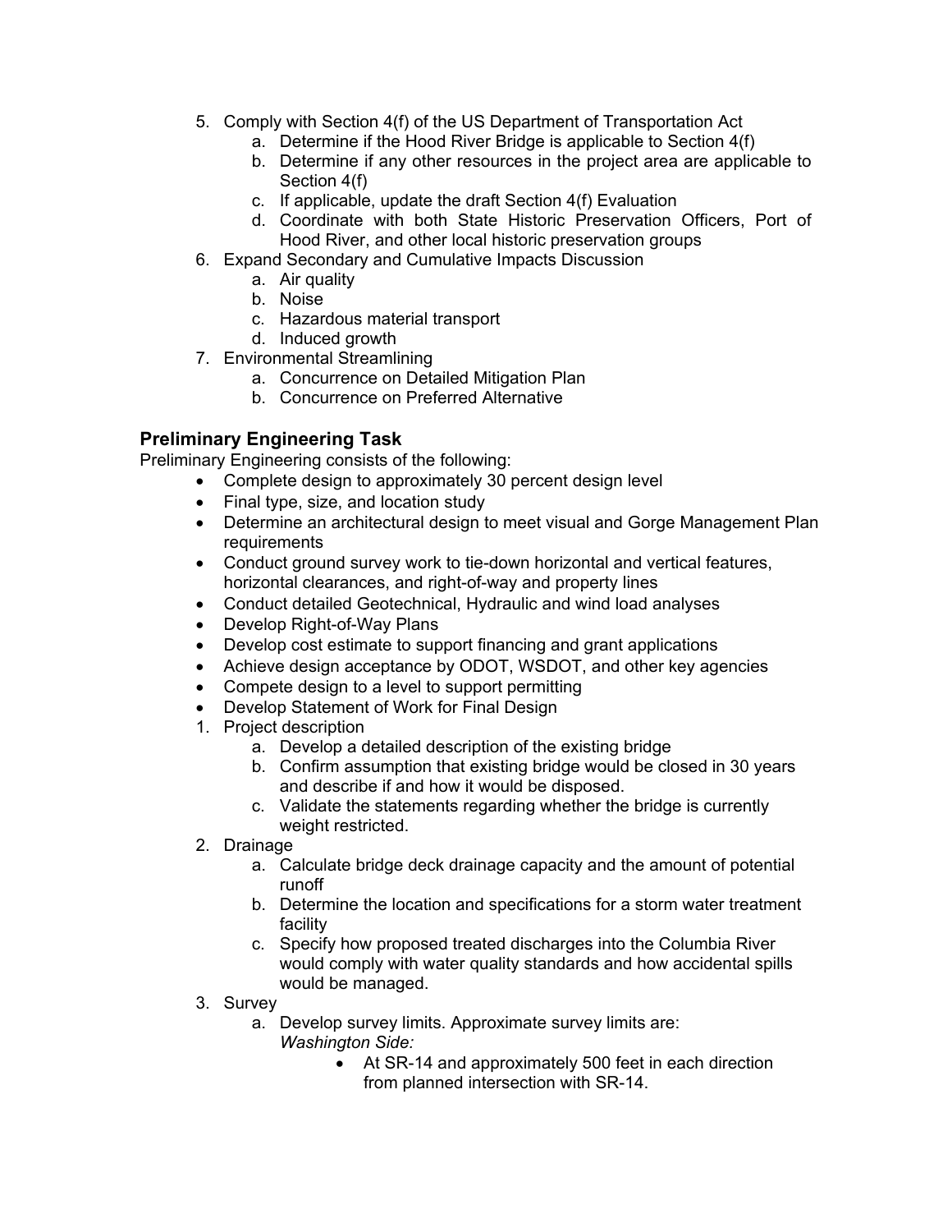5. Comply with Section 4(f) of the US Department of Transportation Act
    a. Determine if the Hood River Bridge is applicable to Section 4(f)
    b. Determine if any other resources in the project area are applicable to Section 4(f)
    c. If applicable, update the draft Section 4(f) Evaluation
    d. Coordinate with both State Historic Preservation Officers, Port of Hood River, and other local historic preservation groups
6. Expand Secondary and Cumulative Impacts Discussion
    a. Air quality
    b. Noise
    c. Hazardous material transport
    d. Induced growth
7. Environmental Streamlining
    a. Concurrence on Detailed Mitigation Plan
    b. Concurrence on Preferred Alternative

### Preliminary Engineering Task

Preliminary Engineering consists of the following:

- Complete design to approximately 30 percent design level
- Final type, size, and location study
- Determine an architectural design to meet visual and Gorge Management Plan requirements
- Conduct ground survey work to tie-down horizontal and vertical features, horizontal clearances, and right-of-way and property lines
- Conduct detailed Geotechnical, Hydraulic and wind load analyses
- Develop Right-of-Way Plans
- Develop cost estimate to support financing and grant applications
- Achieve design acceptance by ODOT, WSDOT, and other key agencies
- Compete design to a level to support permitting
- Develop Statement of Work for Final Design

1. Project description
    a. Develop a detailed description of the existing bridge
    b. Confirm assumption that existing bridge would be closed in 30 years and describe if and how it would be disposed.
    c. Validate the statements regarding whether the bridge is currently weight restricted.
2. Drainage
    a. Calculate bridge deck drainage capacity and the amount of potential runoff
    b. Determine the location and specifications for a storm water treatment facility
    c. Specify how proposed treated discharges into the Columbia River would comply with water quality standards and how accidental spills would be managed.
3. Survey
    a. Develop survey limits. Approximate survey limits are:
       *Washington Side:*
        - At SR-14 and approximately 500 feet in each direction from planned intersection with SR-14.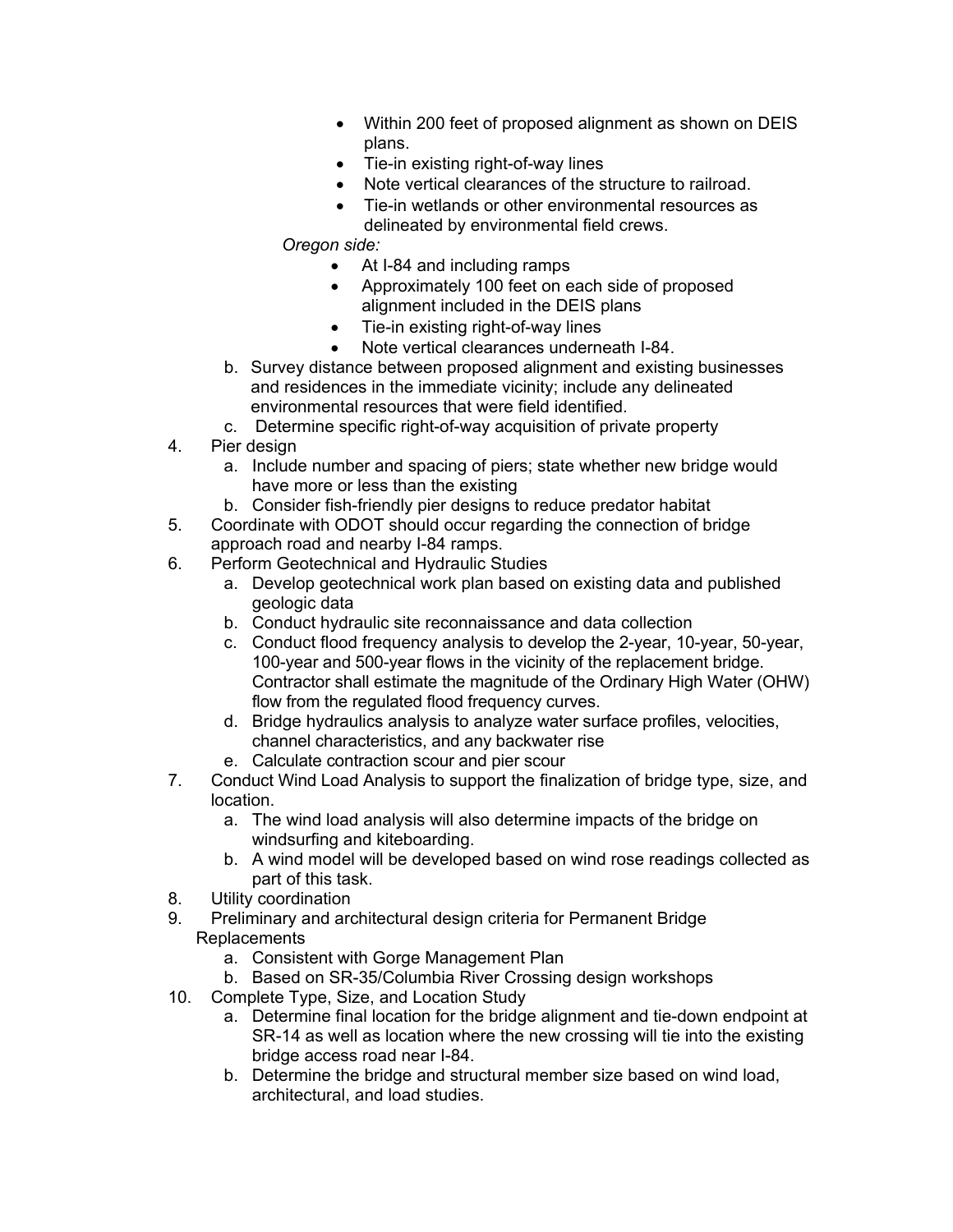- Within 200 feet of proposed alignment as shown on DEIS plans.
  - Tie-in existing right-of-way lines
  - Note vertical clearances of the structure to railroad.
  - Tie-in wetlands or other environmental resources as delineated by environmental field crews.

  *Oregon side:*

  - At I-84 and including ramps
  - Approximately 100 feet on each side of proposed alignment included in the DEIS plans
  - Tie-in existing right-of-way lines
  - Note vertical clearances underneath I-84.

   b. Survey distance between proposed alignment and existing businesses and residences in the immediate vicinity; include any delineated environmental resources that were field identified.
   c. Determine specific right-of-way acquisition of private property

4. Pier design
   a. Include number and spacing of piers; state whether new bridge would have more or less than the existing
   b. Consider fish-friendly pier designs to reduce predator habitat
5. Coordinate with ODOT should occur regarding the connection of bridge approach road and nearby I-84 ramps.
6. Perform Geotechnical and Hydraulic Studies
   a. Develop geotechnical work plan based on existing data and published geologic data
   b. Conduct hydraulic site reconnaissance and data collection
   c. Conduct flood frequency analysis to develop the 2-year, 10-year, 50-year, 100-year and 500-year flows in the vicinity of the replacement bridge. Contractor shall estimate the magnitude of the Ordinary High Water (OHW) flow from the regulated flood frequency curves.
   d. Bridge hydraulics analysis to analyze water surface profiles, velocities, channel characteristics, and any backwater rise
   e. Calculate contraction scour and pier scour
7. Conduct Wind Load Analysis to support the finalization of bridge type, size, and location.
   a. The wind load analysis will also determine impacts of the bridge on windsurfing and kiteboarding.
   b. A wind model will be developed based on wind rose readings collected as part of this task.
8. Utility coordination
9. Preliminary and architectural design criteria for Permanent Bridge Replacements
   a. Consistent with Gorge Management Plan
   b. Based on SR-35/Columbia River Crossing design workshops
10. Complete Type, Size, and Location Study
    a. Determine final location for the bridge alignment and tie-down endpoint at SR-14 as well as location where the new crossing will tie into the existing bridge access road near I-84.
    b. Determine the bridge and structural member size based on wind load, architectural, and load studies.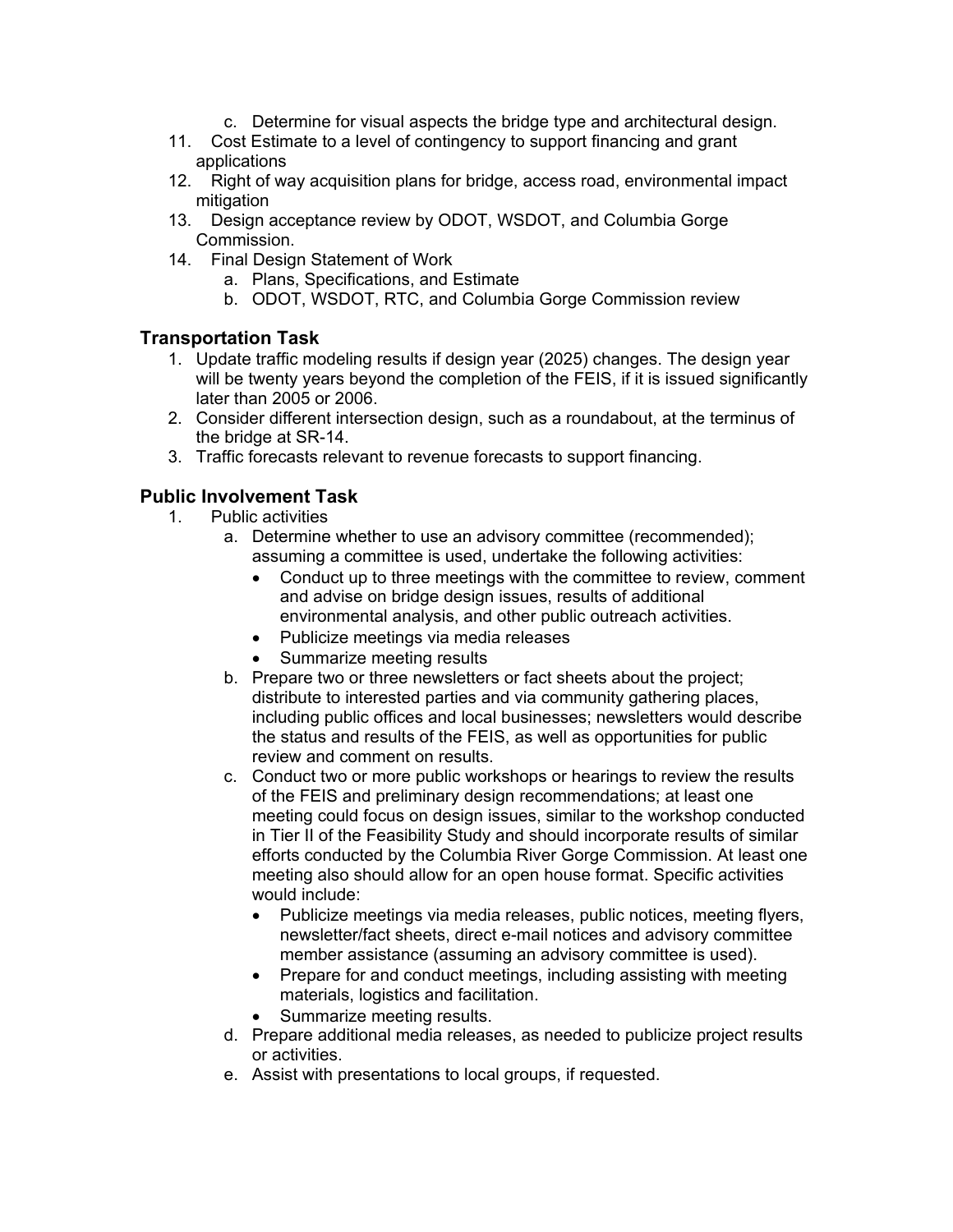c. Determine for visual aspects the bridge type and architectural design.

11. Cost Estimate to a level of contingency to support financing and grant applications
12. Right of way acquisition plans for bridge, access road, environmental impact mitigation
13. Design acceptance review by ODOT, WSDOT, and Columbia Gorge Commission.
14. Final Design Statement of Work
    a. Plans, Specifications, and Estimate
    b. ODOT, WSDOT, RTC, and Columbia Gorge Commission review

### Transportation Task

1. Update traffic modeling results if design year (2025) changes. The design year will be twenty years beyond the completion of the FEIS, if it is issued significantly later than 2005 or 2006.
2. Consider different intersection design, such as a roundabout, at the terminus of the bridge at SR-14.
3. Traffic forecasts relevant to revenue forecasts to support financing.

### Public Involvement Task

1. Public activities
    a. Determine whether to use an advisory committee (recommended); assuming a committee is used, undertake the following activities:
        - Conduct up to three meetings with the committee to review, comment and advise on bridge design issues, results of additional environmental analysis, and other public outreach activities.
        - Publicize meetings via media releases
        - Summarize meeting results
    b. Prepare two or three newsletters or fact sheets about the project; distribute to interested parties and via community gathering places, including public offices and local businesses; newsletters would describe the status and results of the FEIS, as well as opportunities for public review and comment on results.
    c. Conduct two or more public workshops or hearings to review the results of the FEIS and preliminary design recommendations; at least one meeting could focus on design issues, similar to the workshop conducted in Tier II of the Feasibility Study and should incorporate results of similar efforts conducted by the Columbia River Gorge Commission. At least one meeting also should allow for an open house format. Specific activities would include:
        - Publicize meetings via media releases, public notices, meeting flyers, newsletter/fact sheets, direct e-mail notices and advisory committee member assistance (assuming an advisory committee is used).
        - Prepare for and conduct meetings, including assisting with meeting materials, logistics and facilitation.
        - Summarize meeting results.
    d. Prepare additional media releases, as needed to publicize project results or activities.
    e. Assist with presentations to local groups, if requested.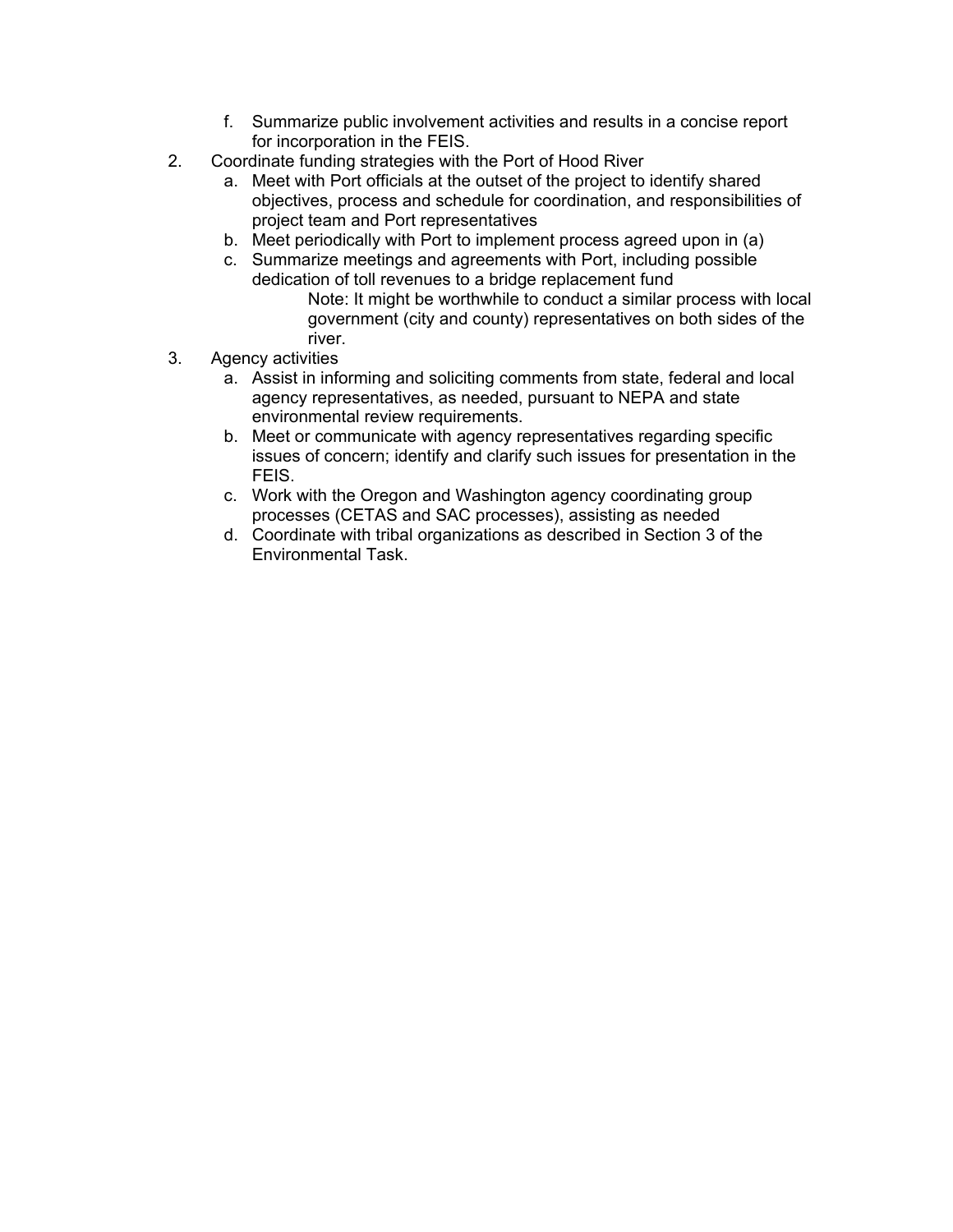f. Summarize public involvement activities and results in a concise report for incorporation in the FEIS.

2. Coordinate funding strategies with the Port of Hood River
   a. Meet with Port officials at the outset of the project to identify shared objectives, process and schedule for coordination, and responsibilities of project team and Port representatives
   b. Meet periodically with Port to implement process agreed upon in (a)
   c. Summarize meetings and agreements with Port, including possible dedication of toll revenues to a bridge replacement fund

      Note: It might be worthwhile to conduct a similar process with local government (city and county) representatives on both sides of the river.

3. Agency activities
   a. Assist in informing and soliciting comments from state, federal and local agency representatives, as needed, pursuant to NEPA and state environmental review requirements.
   b. Meet or communicate with agency representatives regarding specific issues of concern; identify and clarify such issues for presentation in the FEIS.
   c. Work with the Oregon and Washington agency coordinating group processes (CETAS and SAC processes), assisting as needed
   d. Coordinate with tribal organizations as described in Section 3 of the Environmental Task.